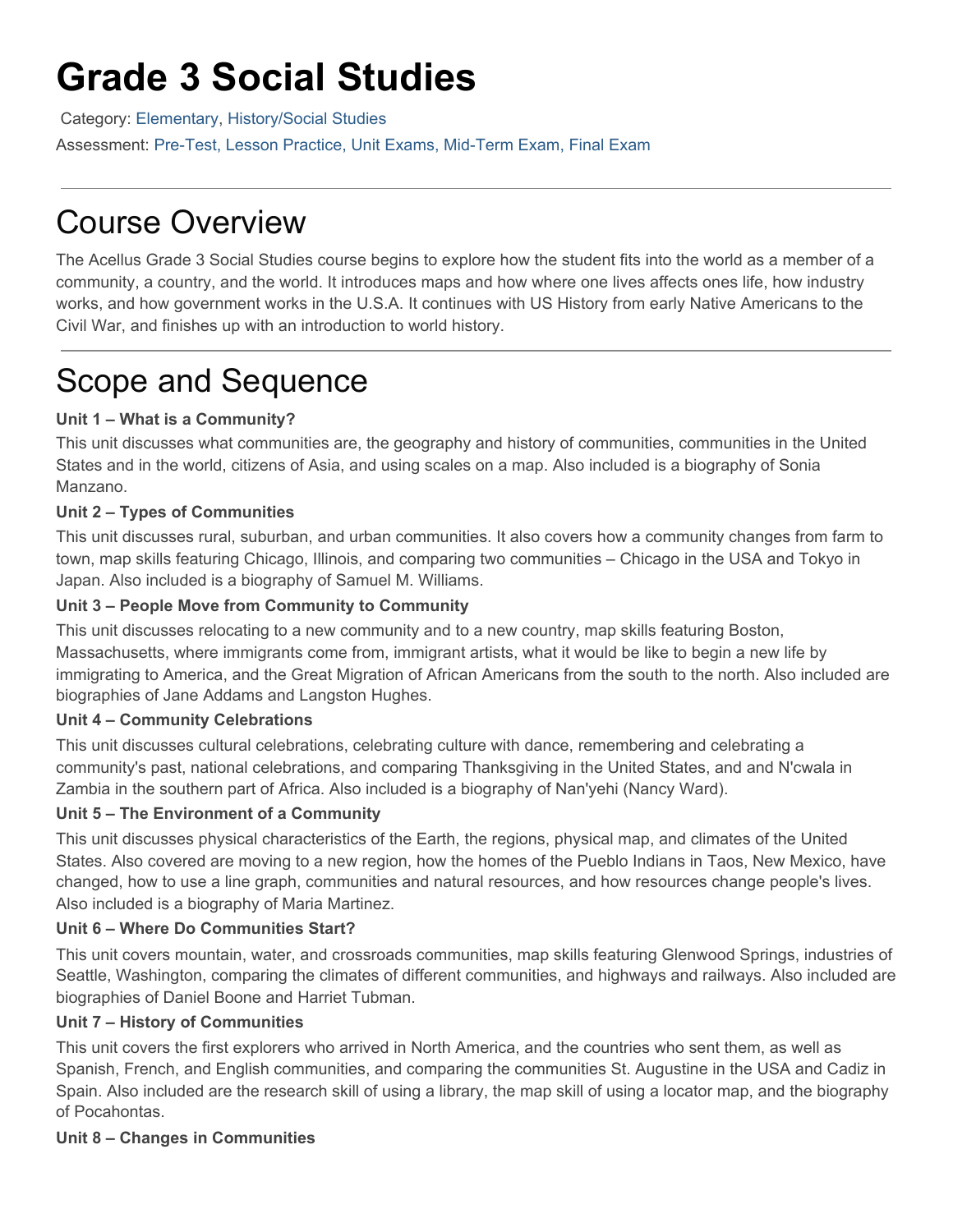# Grade 3 Social Studies

Category: Elementary, History/Social Studies

Assessment: Pre-Test, Lesson Practice, Unit Exams, Mid-Term Exam, Final Exam

---

## Course Overview

The Acellus Grade 3 Social Studies course begins to explore how the student fits into the world as a member of a community, a country, and the world. It introduces maps and how where one lives affects ones life, how industry works, and how government works in the U.S.A. It continues with US History from early Native Americans to the Civil War, and finishes up with an introduction to world history.

---

## Scope and Sequence

**Unit 1 – What is a Community?**

This unit discusses what communities are, the geography and history of communities, communities in the United States and in the world, citizens of Asia, and using scales on a map. Also included is a biography of Sonia Manzano.

**Unit 2 – Types of Communities**

This unit discusses rural, suburban, and urban communities. It also covers how a community changes from farm to town, map skills featuring Chicago, Illinois, and comparing two communities – Chicago in the USA and Tokyo in Japan. Also included is a biography of Samuel M. Williams.

**Unit 3 – People Move from Community to Community**

This unit discusses relocating to a new community and to a new country, map skills featuring Boston, Massachusetts, where immigrants come from, immigrant artists, what it would be like to begin a new life by immigrating to America, and the Great Migration of African Americans from the south to the north. Also included are biographies of Jane Addams and Langston Hughes.

**Unit 4 – Community Celebrations**

This unit discusses cultural celebrations, celebrating culture with dance, remembering and celebrating a community's past, national celebrations, and comparing Thanksgiving in the United States, and and N'cwala in Zambia in the southern part of Africa. Also included is a biography of Nan'yehi (Nancy Ward).

**Unit 5 – The Environment of a Community**

This unit discusses physical characteristics of the Earth, the regions, physical map, and climates of the United States. Also covered are moving to a new region, how the homes of the Pueblo Indians in Taos, New Mexico, have changed, how to use a line graph, communities and natural resources, and how resources change people's lives. Also included is a biography of Maria Martinez.

**Unit 6 – Where Do Communities Start?**

This unit covers mountain, water, and crossroads communities, map skills featuring Glenwood Springs, industries of Seattle, Washington, comparing the climates of different communities, and highways and railways. Also included are biographies of Daniel Boone and Harriet Tubman.

**Unit 7 – History of Communities**

This unit covers the first explorers who arrived in North America, and the countries who sent them, as well as Spanish, French, and English communities, and comparing the communities St. Augustine in the USA and Cadiz in Spain. Also included are the research skill of using a library, the map skill of using a locator map, and the biography of Pocahontas.

**Unit 8 – Changes in Communities**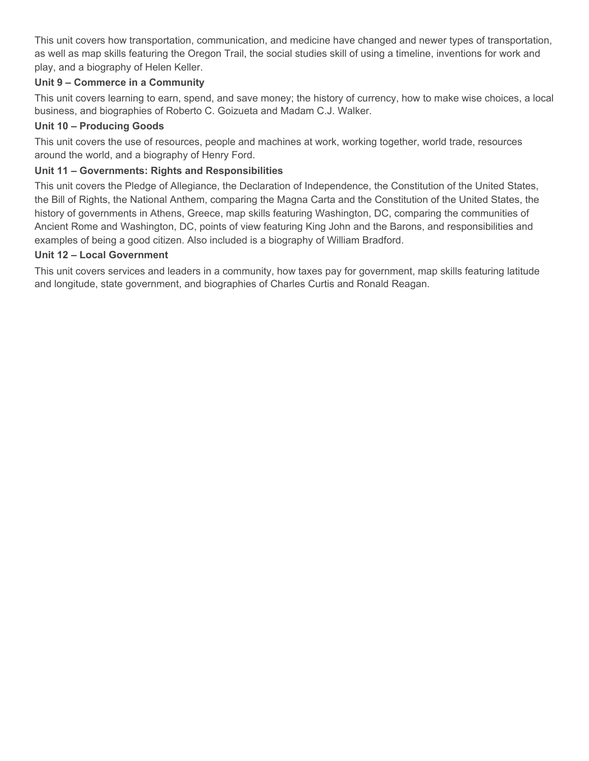This unit covers how transportation, communication, and medicine have changed and newer types of transportation, as well as map skills featuring the Oregon Trail, the social studies skill of using a timeline, inventions for work and play, and a biography of Helen Keller.

**Unit 9 – Commerce in a Community**

This unit covers learning to earn, spend, and save money; the history of currency, how to make wise choices, a local business, and biographies of Roberto C. Goizueta and Madam C.J. Walker.

**Unit 10 – Producing Goods**

This unit covers the use of resources, people and machines at work, working together, world trade, resources around the world, and a biography of Henry Ford.

**Unit 11 – Governments: Rights and Responsibilities**

This unit covers the Pledge of Allegiance, the Declaration of Independence, the Constitution of the United States, the Bill of Rights, the National Anthem, comparing the Magna Carta and the Constitution of the United States, the history of governments in Athens, Greece, map skills featuring Washington, DC, comparing the communities of Ancient Rome and Washington, DC, points of view featuring King John and the Barons, and responsibilities and examples of being a good citizen. Also included is a biography of William Bradford.

**Unit 12 – Local Government**

This unit covers services and leaders in a community, how taxes pay for government, map skills featuring latitude and longitude, state government, and biographies of Charles Curtis and Ronald Reagan.